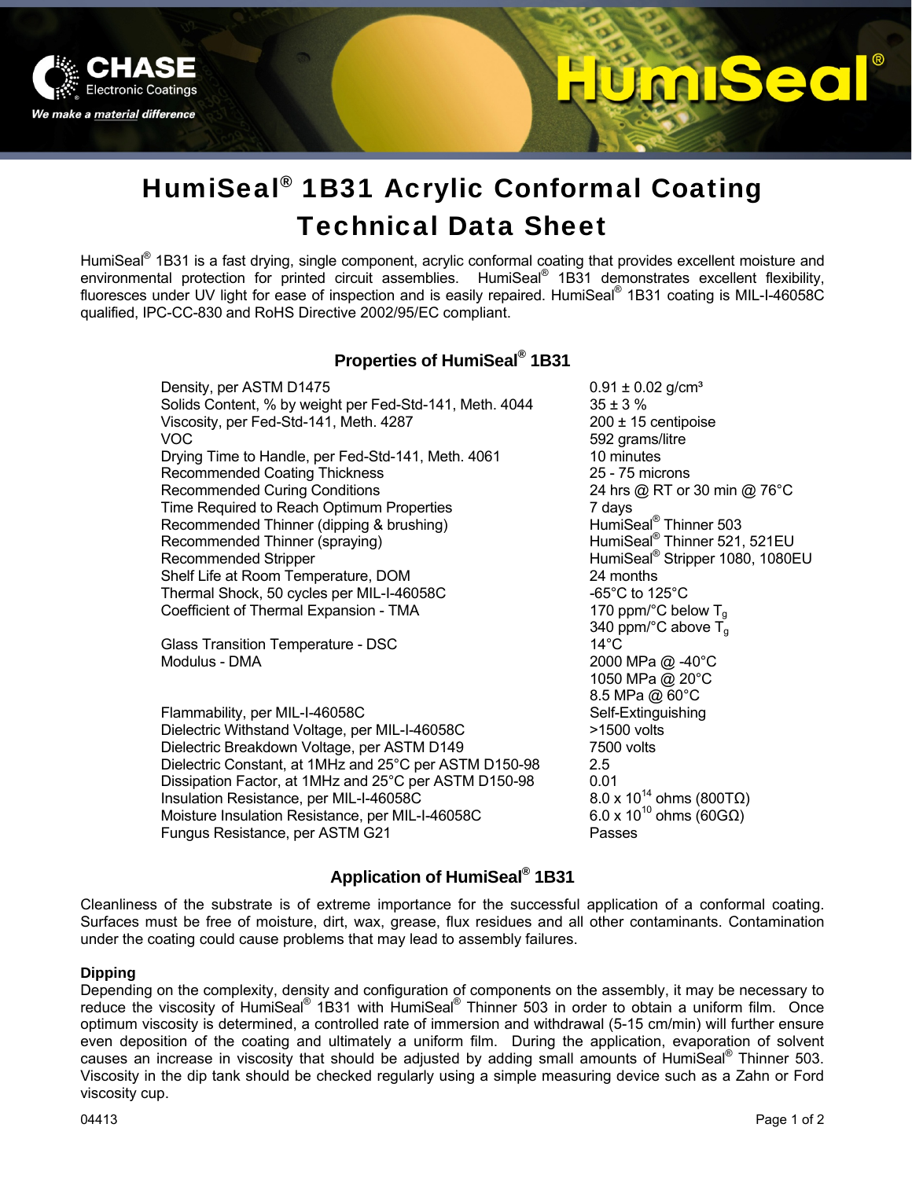# HumiSeal® 1B31 Acrylic Conformal Coating Technical Data Sheet

HumiSeal® 1B31 is a fast drying, single component, acrylic conformal coating that provides excellent moisture and environmental protection for printed circuit assemblies. HumiSeal® 1B31 demonstrates excellent flexibility, fluoresces under UV light for ease of inspection and is easily repaired. HumiSeal® 1B31 coating is MIL-I-46058C qualified, IPC-CC-830 and RoHS Directive 2002/95/EC compliant.

## Properties of HumiSeal® 1B31

| Property | Value |
|---|---|
| Density, per ASTM D1475 | 0.91 ± 0.02 g/cm³ |
| Solids Content, % by weight per Fed-Std-141, Meth. 4044 | 35 ± 3 % |
| Viscosity, per Fed-Std-141, Meth. 4287 | 200 ± 15 centipoise |
| VOC | 592 grams/litre |
| Drying Time to Handle, per Fed-Std-141, Meth. 4061 | 10 minutes |
| Recommended Coating Thickness | 25 - 75 microns |
| Recommended Curing Conditions | 24 hrs @ RT or 30 min @ 76°C |
| Time Required to Reach Optimum Properties | 7 days |
| Recommended Thinner (dipping & brushing) | HumiSeal® Thinner 503 |
| Recommended Thinner (spraying) | HumiSeal® Thinner 521, 521EU |
| Recommended Stripper | HumiSeal® Stripper 1080, 1080EU |
| Shelf Life at Room Temperature, DOM | 24 months |
| Thermal Shock, 50 cycles per MIL-I-46058C | -65°C to 125°C |
| Coefficient of Thermal Expansion - TMA | 170 ppm/°C below $T_g$<br>340 ppm/°C above $T_g$ |
| Glass Transition Temperature - DSC | 14°C |
| Modulus - DMA | 2000 MPa @ -40°C<br>1050 MPa @ 20°C<br>8.5 MPa @ 60°C |
| Flammability, per MIL-I-46058C | Self-Extinguishing |
| Dielectric Withstand Voltage, per MIL-I-46058C | >1500 volts |
| Dielectric Breakdown Voltage, per ASTM D149 | 7500 volts |
| Dielectric Constant, at 1MHz and 25°C per ASTM D150-98 | 2.5 |
| Dissipation Factor, at 1MHz and 25°C per ASTM D150-98 | 0.01 |
| Insulation Resistance, per MIL-I-46058C | $8.0 \times 10^{14}$ ohms (800TΩ) |
| Moisture Insulation Resistance, per MIL-I-46058C | $6.0 \times 10^{10}$ ohms (60GΩ) |
| Fungus Resistance, per ASTM G21 | Passes |

## Application of HumiSeal® 1B31

Cleanliness of the substrate is of extreme importance for the successful application of a conformal coating. Surfaces must be free of moisture, dirt, wax, grease, flux residues and all other contaminants. Contamination under the coating could cause problems that may lead to assembly failures.

### Dipping

Depending on the complexity, density and configuration of components on the assembly, it may be necessary to reduce the viscosity of HumiSeal® 1B31 with HumiSeal® Thinner 503 in order to obtain a uniform film. Once optimum viscosity is determined, a controlled rate of immersion and withdrawal (5-15 cm/min) will further ensure even deposition of the coating and ultimately a uniform film. During the application, evaporation of solvent causes an increase in viscosity that should be adjusted by adding small amounts of HumiSeal® Thinner 503. Viscosity in the dip tank should be checked regularly using a simple measuring device such as a Zahn or Ford viscosity cup.

04413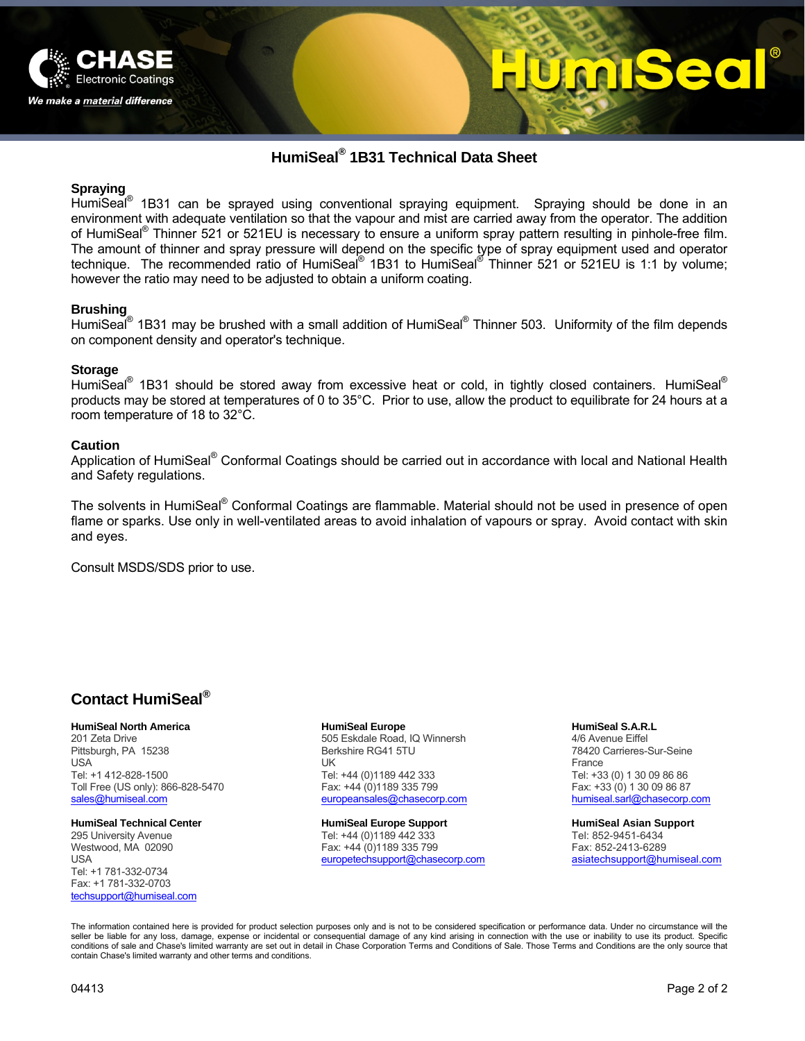## HumiSeal® 1B31 Technical Data Sheet

### Spraying

HumiSeal® 1B31 can be sprayed using conventional spraying equipment. Spraying should be done in an environment with adequate ventilation so that the vapour and mist are carried away from the operator. The addition of HumiSeal® Thinner 521 or 521EU is necessary to ensure a uniform spray pattern resulting in pinhole-free film. The amount of thinner and spray pressure will depend on the specific type of spray equipment used and operator technique. The recommended ratio of HumiSeal® 1B31 to HumiSeal® Thinner 521 or 521EU is 1:1 by volume; however the ratio may need to be adjusted to obtain a uniform coating.

### Brushing

HumiSeal® 1B31 may be brushed with a small addition of HumiSeal® Thinner 503. Uniformity of the film depends on component density and operator's technique.

### Storage

HumiSeal® 1B31 should be stored away from excessive heat or cold, in tightly closed containers. HumiSeal® products may be stored at temperatures of 0 to 35°C. Prior to use, allow the product to equilibrate for 24 hours at a room temperature of 18 to 32°C.

### Caution

Application of HumiSeal® Conformal Coatings should be carried out in accordance with local and National Health and Safety regulations.

The solvents in HumiSeal® Conformal Coatings are flammable. Material should not be used in presence of open flame or sparks. Use only in well-ventilated areas to avoid inhalation of vapours or spray. Avoid contact with skin and eyes.

Consult MSDS/SDS prior to use.

## Contact HumiSeal®

**HumiSeal North America**
201 Zeta Drive
Pittsburgh, PA 15238
USA
Tel: +1 412-828-1500
Toll Free (US only): 866-828-5470
sales@humiseal.com

**HumiSeal Technical Center**
295 University Avenue
Westwood, MA 02090
USA
Tel: +1 781-332-0734
Fax: +1 781-332-0703
techsupport@humiseal.com

**HumiSeal Europe**
505 Eskdale Road, IQ Winnersh
Berkshire RG41 5TU
UK
Tel: +44 (0)1189 442 333
Fax: +44 (0)1189 335 799
europeansales@chasecorp.com

**HumiSeal Europe Support**
Tel: +44 (0)1189 442 333
Fax: +44 (0)1189 335 799
europetechsupport@chasecorp.com

**HumiSeal S.A.R.L**
4/6 Avenue Eiffel
78420 Carrieres-Sur-Seine
France
Tel: +33 (0) 1 30 09 86 86
Fax: +33 (0) 1 30 09 86 87
humiseal.sarl@chasecorp.com

**HumiSeal Asian Support**
Tel: 852-9451-6434
Fax: 852-2413-6289
asiatechsupport@humiseal.com

The information contained here is provided for product selection purposes only and is not to be considered specification or performance data. Under no circumstance will the seller be liable for any loss, damage, expense or incidental or consequential damage of any kind arising in connection with the use or inability to use its product. Specific conditions of sale and Chase's limited warranty are set out in detail in Chase Corporation Terms and Conditions of Sale. Those Terms and Conditions are the only source that contain Chase's limited warranty and other terms and conditions.

04413